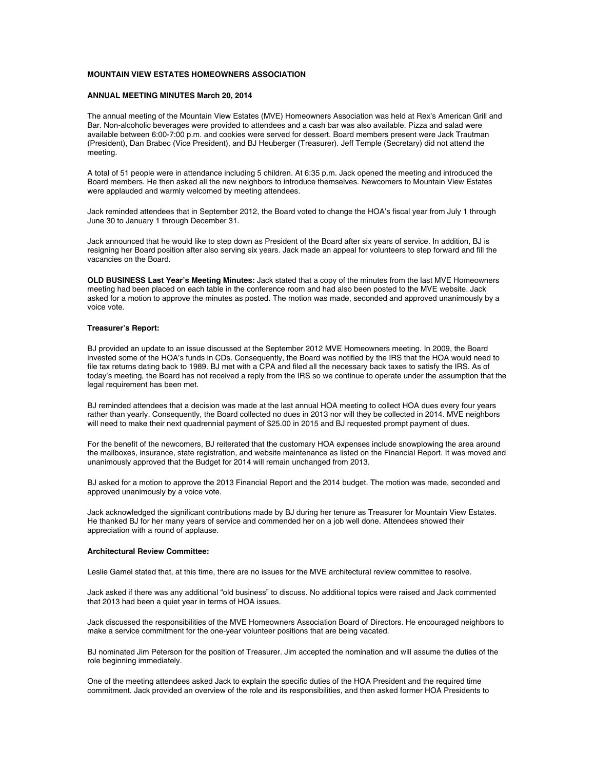**MOUNTAIN VIEW ESTATES HOMEOWNERS ASSOCIATION**

**ANNUAL MEETING MINUTES March 20, 2014**

The annual meeting of the Mountain View Estates (MVE) Homeowners Association was held at Rex's American Grill and Bar. Non-alcoholic beverages were provided to attendees and a cash bar was also available. Pizza and salad were available between 6:00-7:00 p.m. and cookies were served for dessert. Board members present were Jack Trautman (President), Dan Brabec (Vice President), and BJ Heuberger (Treasurer). Jeff Temple (Secretary) did not attend the meeting.

A total of 51 people were in attendance including 5 children. At 6:35 p.m. Jack opened the meeting and introduced the Board members. He then asked all the new neighbors to introduce themselves. Newcomers to Mountain View Estates were applauded and warmly welcomed by meeting attendees.

Jack reminded attendees that in September 2012, the Board voted to change the HOA's fiscal year from July 1 through June 30 to January 1 through December 31.

Jack announced that he would like to step down as President of the Board after six years of service. In addition, BJ is resigning her Board position after also serving six years. Jack made an appeal for volunteers to step forward and fill the vacancies on the Board.

**OLD BUSINESS Last Year's Meeting Minutes:** Jack stated that a copy of the minutes from the last MVE Homeowners meeting had been placed on each table in the conference room and had also been posted to the MVE website. Jack asked for a motion to approve the minutes as posted. The motion was made, seconded and approved unanimously by a voice vote.

**Treasurer's Report:**

BJ provided an update to an issue discussed at the September 2012 MVE Homeowners meeting. In 2009, the Board invested some of the HOA's funds in CDs. Consequently, the Board was notified by the IRS that the HOA would need to file tax returns dating back to 1989. BJ met with a CPA and filed all the necessary back taxes to satisfy the IRS. As of today's meeting, the Board has not received a reply from the IRS so we continue to operate under the assumption that the legal requirement has been met.

BJ reminded attendees that a decision was made at the last annual HOA meeting to collect HOA dues every four years rather than yearly. Consequently, the Board collected no dues in 2013 nor will they be collected in 2014. MVE neighbors will need to make their next quadrennial payment of $25.00 in 2015 and BJ requested prompt payment of dues.

For the benefit of the newcomers, BJ reiterated that the customary HOA expenses include snowplowing the area around the mailboxes, insurance, state registration, and website maintenance as listed on the Financial Report. It was moved and unanimously approved that the Budget for 2014 will remain unchanged from 2013.

BJ asked for a motion to approve the 2013 Financial Report and the 2014 budget. The motion was made, seconded and approved unanimously by a voice vote.

Jack acknowledged the significant contributions made by BJ during her tenure as Treasurer for Mountain View Estates. He thanked BJ for her many years of service and commended her on a job well done. Attendees showed their appreciation with a round of applause.

**Architectural Review Committee:**

Leslie Gamel stated that, at this time, there are no issues for the MVE architectural review committee to resolve.

Jack asked if there was any additional "old business" to discuss. No additional topics were raised and Jack commented that 2013 had been a quiet year in terms of HOA issues.

Jack discussed the responsibilities of the MVE Homeowners Association Board of Directors. He encouraged neighbors to make a service commitment for the one-year volunteer positions that are being vacated.

BJ nominated Jim Peterson for the position of Treasurer. Jim accepted the nomination and will assume the duties of the role beginning immediately.

One of the meeting attendees asked Jack to explain the specific duties of the HOA President and the required time commitment. Jack provided an overview of the role and its responsibilities, and then asked former HOA Presidents to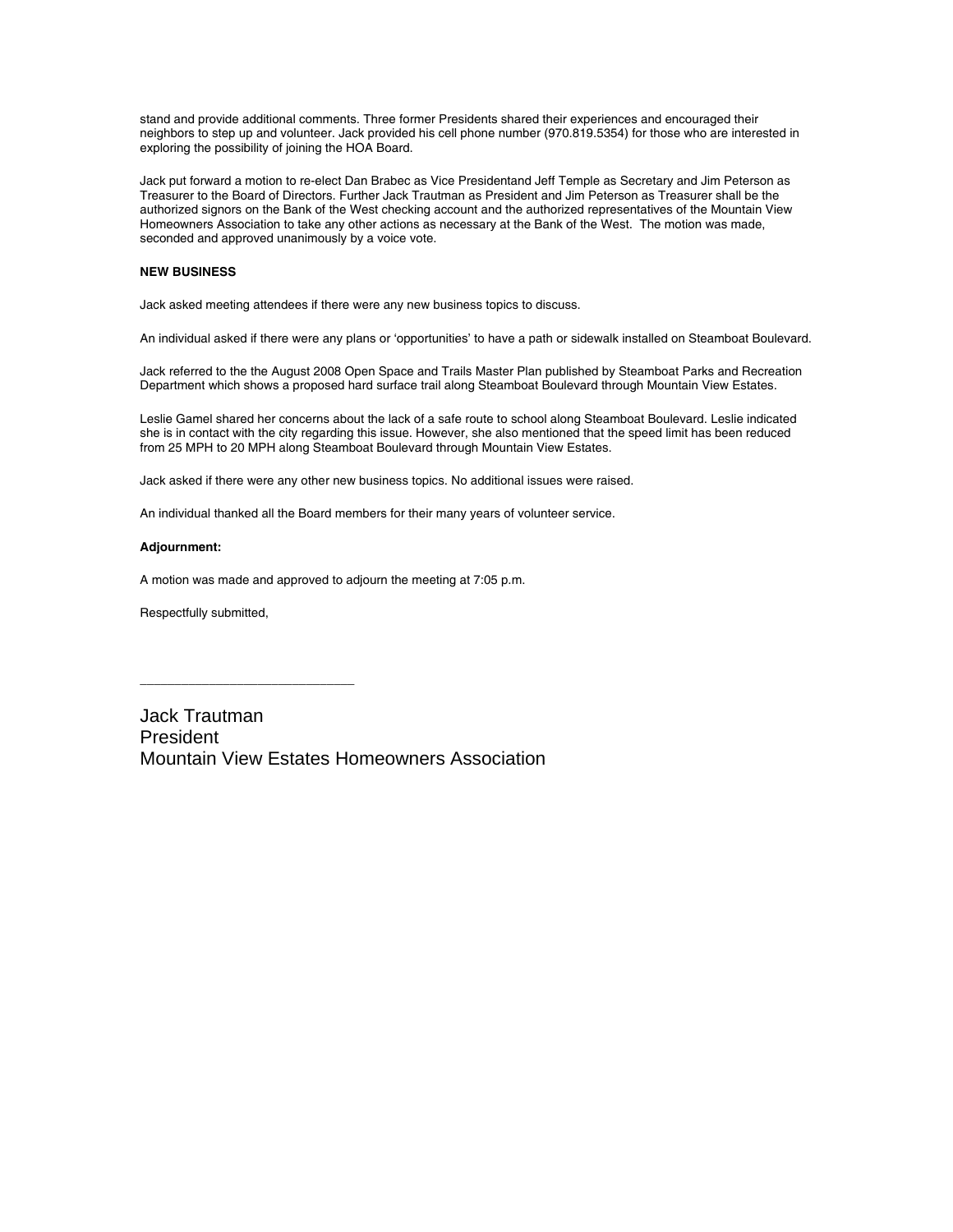stand and provide additional comments. Three former Presidents shared their experiences and encouraged their neighbors to step up and volunteer. Jack provided his cell phone number (970.819.5354) for those who are interested in exploring the possibility of joining the HOA Board.

Jack put forward a motion to re-elect Dan Brabec as Vice Presidentand Jeff Temple as Secretary and Jim Peterson as Treasurer to the Board of Directors. Further Jack Trautman as President and Jim Peterson as Treasurer shall be the authorized signors on the Bank of the West checking account and the authorized representatives of the Mountain View Homeowners Association to take any other actions as necessary at the Bank of the West. The motion was made, seconded and approved unanimously by a voice vote.

**NEW BUSINESS**

Jack asked meeting attendees if there were any new business topics to discuss.

An individual asked if there were any plans or 'opportunities' to have a path or sidewalk installed on Steamboat Boulevard.

Jack referred to the the August 2008 Open Space and Trails Master Plan published by Steamboat Parks and Recreation Department which shows a proposed hard surface trail along Steamboat Boulevard through Mountain View Estates.

Leslie Gamel shared her concerns about the lack of a safe route to school along Steamboat Boulevard. Leslie indicated she is in contact with the city regarding this issue. However, she also mentioned that the speed limit has been reduced from 25 MPH to 20 MPH along Steamboat Boulevard through Mountain View Estates.

Jack asked if there were any other new business topics. No additional issues were raised.

An individual thanked all the Board members for their many years of volunteer service.

**Adjournment:**

A motion was made and approved to adjourn the meeting at 7:05 p.m.

Respectfully submitted,

_____________________________

Jack Trautman
President
Mountain View Estates Homeowners Association